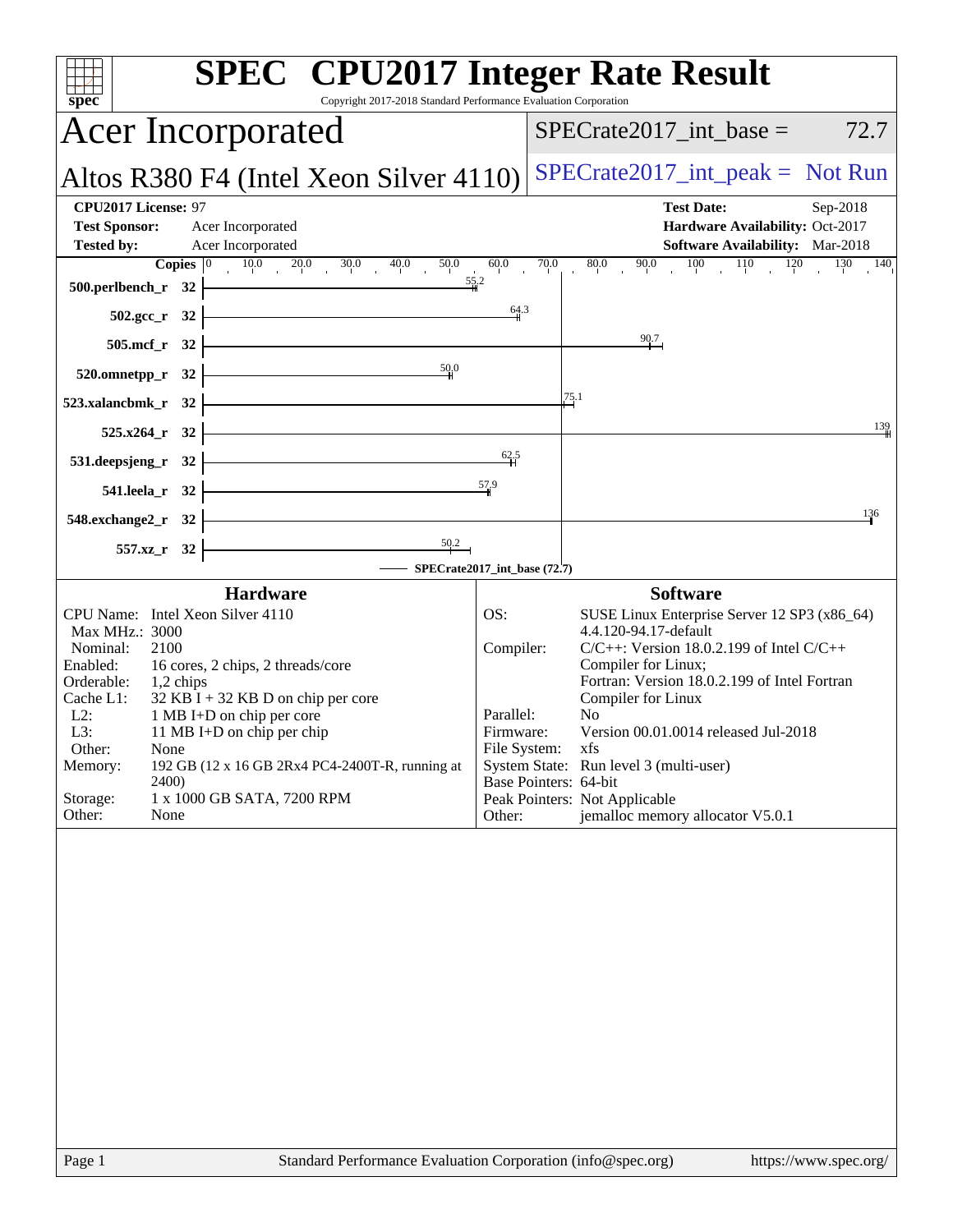# SPEC CPU2017 Integer Rate Result

Copyright 2017-2018 Standard Performance Evaluation Corporation

## Acer Incorporated

## Altos R380 F4 (Intel Xeon Silver 4110)

SPECrate2017_int_base = 72.7

SPECrate2017_int_peak = Not Run

| | | | |
|---|---|---|---|
| **CPU2017 License:** | 97 | **Test Date:** | Sep-2018 |
| **Test Sponsor:** | Acer Incorporated | **Hardware Availability:** | Oct-2017 |
| **Tested by:** | Acer Incorporated | **Software Availability:** | Mar-2018 |

| Benchmark | Copies | SPECrate2017_int_base |
|---|---|---|
| 500.perlbench_r | 32 | 55.2 |
| 502.gcc_r | 32 | 64.3 |
| 505.mcf_r | 32 | 90.7 |
| 520.omnetpp_r | 32 | 50.0 |
| 523.xalancbmk_r | 32 | 75.1 |
| 525.x264_r | 32 | 139 |
| 531.deepsjeng_r | 32 | 62.5 |
| 541.leela_r | 32 | 57.9 |
| 548.exchange2_r | 32 | 136 |
| 557.xz_r | 32 | 50.2 |

SPECrate2017_int_base (72.7)

### Hardware

| | |
|---|---|
| CPU Name: | Intel Xeon Silver 4110 |
| Max MHz.: | 3000 |
| Nominal: | 2100 |
| Enabled: | 16 cores, 2 chips, 2 threads/core |
| Orderable: | 1,2 chips |
| Cache L1: | 32 KB I + 32 KB D on chip per core |
| L2: | 1 MB I+D on chip per core |
| L3: | 11 MB I+D on chip per chip |
| Other: | None |
| Memory: | 192 GB (12 x 16 GB 2Rx4 PC4-2400T-R, running at 2400) |
| Storage: | 1 x 1000 GB SATA, 7200 RPM |
| Other: | None |

### Software

| | |
|---|---|
| OS: | SUSE Linux Enterprise Server 12 SP3 (x86_64) 4.4.120-94.17-default |
| Compiler: | C/C++: Version 18.0.2.199 of Intel C/C++ Compiler for Linux; Fortran: Version 18.0.2.199 of Intel Fortran Compiler for Linux |
| Parallel: | No |
| Firmware: | Version 00.01.0014 released Jul-2018 |
| File System: | xfs |
| System State: | Run level 3 (multi-user) |
| Base Pointers: | 64-bit |
| Peak Pointers: | Not Applicable |
| Other: | jemalloc memory allocator V5.0.1 |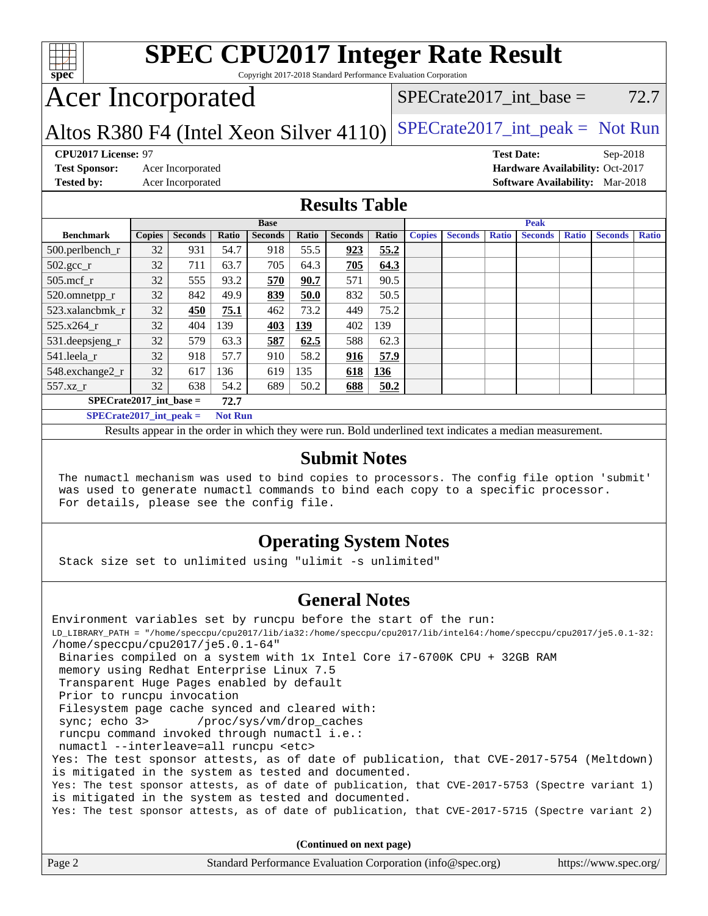# SPEC CPU2017 Integer Rate Result

Copyright 2017-2018 Standard Performance Evaluation Corporation

# Acer Incorporated

Altos R380 F4 (Intel Xeon Silver 4110)

SPECrate2017_int_base = 72.7

SPECrate2017_int_peak = Not Run

**CPU2017 License:** 97
**Test Sponsor:** Acer Incorporated
**Tested by:** Acer Incorporated

**Test Date:** Sep-2018
**Hardware Availability:** Oct-2017
**Software Availability:** Mar-2018

## Results Table

| Benchmark | Base | | | | | | | Peak | | | | | | |
|---|---|---|---|---|---|---|---|---|---|---|---|---|---|---|
| | Copies | Seconds | Ratio | Seconds | Ratio | Seconds | Ratio | Copies | Seconds | Ratio | Seconds | Ratio | Seconds | Ratio |
| 500.perlbench_r | 32 | 931 | 54.7 | 918 | 55.5 | **923** | **55.2** | | | | | | | |
| 502.gcc_r | 32 | 711 | 63.7 | 705 | 64.3 | **705** | **64.3** | | | | | | | |
| 505.mcf_r | 32 | 555 | 93.2 | **570** | **90.7** | 571 | 90.5 | | | | | | | |
| 520.omnetpp_r | 32 | 842 | 49.9 | **839** | **50.0** | 832 | 50.5 | | | | | | | |
| 523.xalancbmk_r | 32 | **450** | **75.1** | 462 | 73.2 | 449 | 75.2 | | | | | | | |
| 525.x264_r | 32 | 404 | 139 | **403** | **139** | 402 | 139 | | | | | | | |
| 531.deepsjeng_r | 32 | 579 | 63.3 | **587** | **62.5** | 588 | 62.3 | | | | | | | |
| 541.leela_r | 32 | 918 | 57.7 | 910 | 58.2 | **916** | **57.9** | | | | | | | |
| 548.exchange2_r | 32 | 617 | 136 | 619 | 135 | **618** | **136** | | | | | | | |
| 557.xz_r | 32 | 638 | 54.2 | 689 | 50.2 | **688** | **50.2** | | | | | | | |

**SPECrate2017_int_base = 72.7**

**SPECrate2017_int_peak = Not Run**

Results appear in the order in which they were run. Bold underlined text indicates a median measurement.

## Submit Notes

```
The numactl mechanism was used to bind copies to processors. The config file option 'submit'
was used to generate numactl commands to bind each copy to a specific processor.
For details, please see the config file.
```

## Operating System Notes

```
Stack size set to unlimited using "ulimit -s unlimited"
```

## General Notes

```
Environment variables set by runcpu before the start of the run:
LD_LIBRARY_PATH = "/home/speccpu/cpu2017/lib/ia32:/home/speccpu/cpu2017/lib/intel64:/home/speccpu/cpu2017/je5.0.1-32:
/home/speccpu/cpu2017/je5.0.1-64"
 Binaries compiled on a system with 1x Intel Core i7-6700K CPU + 32GB RAM
 memory using Redhat Enterprise Linux 7.5
 Transparent Huge Pages enabled by default
 Prior to runcpu invocation
 Filesystem page cache synced and cleared with:
 sync; echo 3>       /proc/sys/vm/drop_caches
 runcpu command invoked through numactl i.e.:
 numactl --interleave=all runcpu <etc>
Yes: The test sponsor attests, as of date of publication, that CVE-2017-5754 (Meltdown)
is mitigated in the system as tested and documented.
Yes: The test sponsor attests, as of date of publication, that CVE-2017-5753 (Spectre variant 1)
is mitigated in the system as tested and documented.
Yes: The test sponsor attests, as of date of publication, that CVE-2017-5715 (Spectre variant 2)
```

(Continued on next page)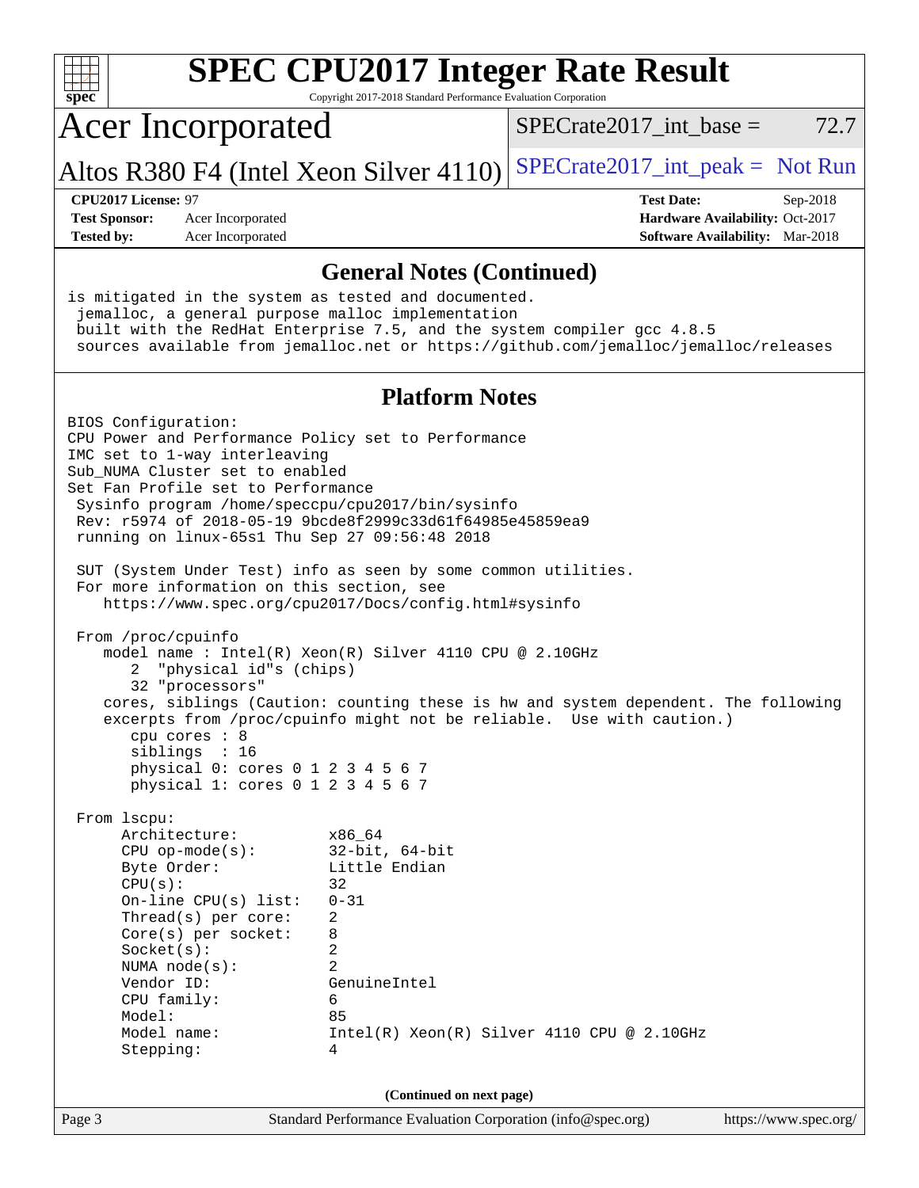## General Notes (Continued)

```
is mitigated in the system as tested and documented.
 jemalloc, a general purpose malloc implementation
 built with the RedHat Enterprise 7.5, and the system compiler gcc 4.8.5
 sources available from jemalloc.net or https://github.com/jemalloc/jemalloc/releases
```

## Platform Notes

```
BIOS Configuration:
CPU Power and Performance Policy set to Performance
IMC set to 1-way interleaving
Sub_NUMA Cluster set to enabled
Set Fan Profile set to Performance
 Sysinfo program /home/speccpu/cpu2017/bin/sysinfo
 Rev: r5974 of 2018-05-19 9bcde8f2999c33d61f64985e45859ea9
 running on linux-65s1 Thu Sep 27 09:56:48 2018

 SUT (System Under Test) info as seen by some common utilities.
 For more information on this section, see
    https://www.spec.org/cpu2017/Docs/config.html#sysinfo

 From /proc/cpuinfo
    model name : Intel(R) Xeon(R) Silver 4110 CPU @ 2.10GHz
       2  "physical id"s (chips)
       32 "processors"
    cores, siblings (Caution: counting these is hw and system dependent. The following
    excerpts from /proc/cpuinfo might not be reliable.  Use with caution.)
       cpu cores : 8
       siblings  : 16
       physical 0: cores 0 1 2 3 4 5 6 7
       physical 1: cores 0 1 2 3 4 5 6 7

 From lscpu:
      Architecture:          x86_64
      CPU op-mode(s):        32-bit, 64-bit
      Byte Order:            Little Endian
      CPU(s):                32
      On-line CPU(s) list:   0-31
      Thread(s) per core:    2
      Core(s) per socket:    8
      Socket(s):             2
      NUMA node(s):          2
      Vendor ID:             GenuineIntel
      CPU family:            6
      Model:                 85
      Model name:            Intel(R) Xeon(R) Silver 4110 CPU @ 2.10GHz
      Stepping:              4
```

**(Continued on next page)**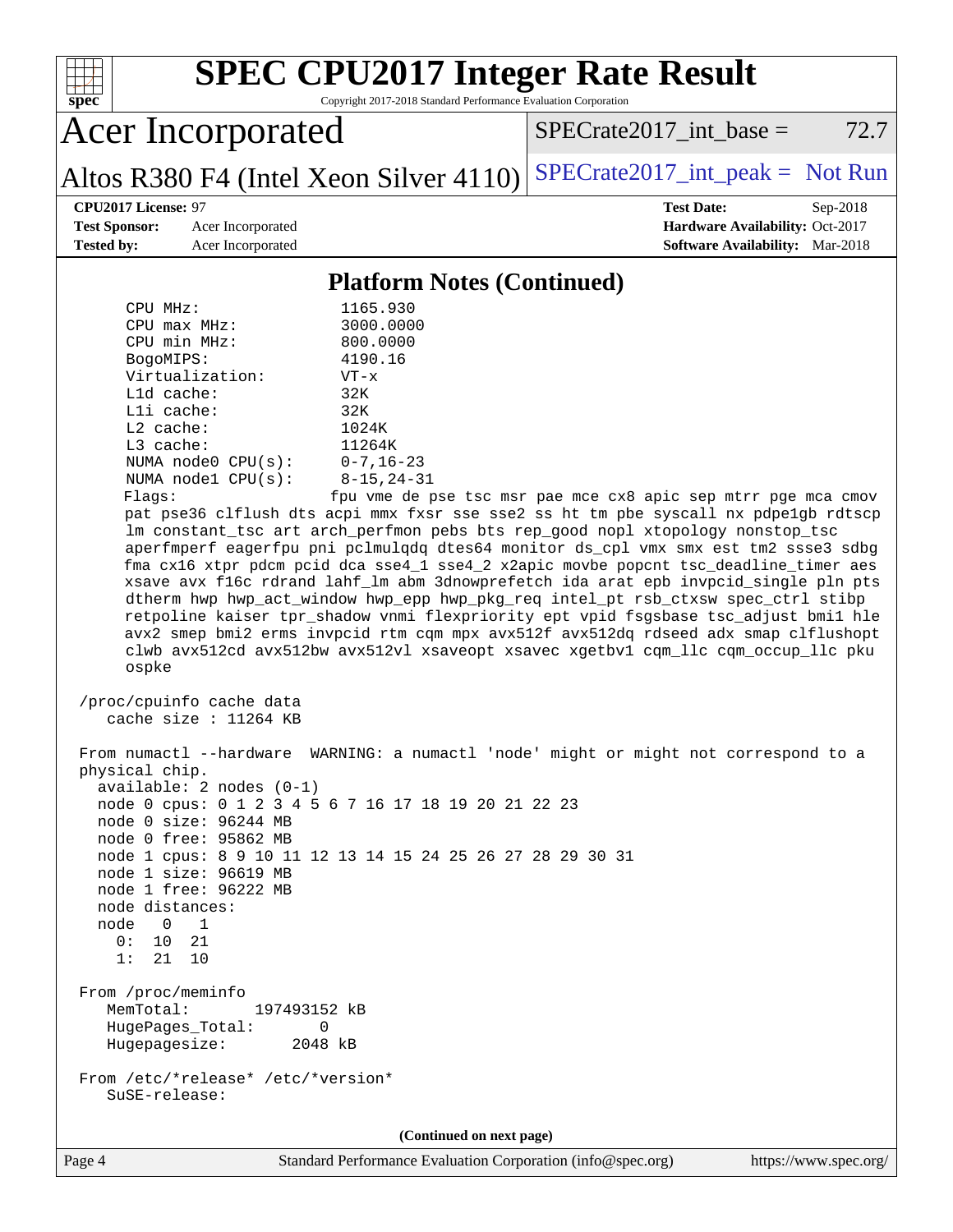# SPEC CPU2017 Integer Rate Result

Copyright 2017-2018 Standard Performance Evaluation Corporation

**Acer Incorporated**

**Altos R380 F4 (Intel Xeon Silver 4110)**

SPECrate2017_int_base = 72.7

SPECrate2017_int_peak = Not Run

**CPU2017 License:** 97
**Test Sponsor:** Acer Incorporated
**Tested by:** Acer Incorporated

**Test Date:** Sep-2018
**Hardware Availability:** Oct-2017
**Software Availability:** Mar-2018

## Platform Notes (Continued)

```
     CPU MHz:                 1165.930
     CPU max MHz:             3000.0000
     CPU min MHz:             800.0000
     BogoMIPS:                4190.16
     Virtualization:          VT-x
     L1d cache:               32K
     L1i cache:               32K
     L2 cache:                1024K
     L3 cache:                11264K
     NUMA node0 CPU(s):       0-7,16-23
     NUMA node1 CPU(s):       8-15,24-31
     Flags:                   fpu vme de pse tsc msr pae mce cx8 apic sep mtrr pge mca cmov
     pat pse36 clflush dts acpi mmx fxsr sse sse2 ss ht tm pbe syscall nx pdpe1gb rdtscp
     lm constant_tsc art arch_perfmon pebs bts rep_good nopl xtopology nonstop_tsc
     aperfmperf eagerfpu pni pclmulqdq dtes64 monitor ds_cpl vmx smx est tm2 ssse3 sdbg
     fma cx16 xtpr pdcm pcid dca sse4_1 sse4_2 x2apic movbe popcnt tsc_deadline_timer aes
     xsave avx f16c rdrand lahf_lm abm 3dnowprefetch ida arat epb invpcid_single pln pts
     dtherm hwp hwp_act_window hwp_epp hwp_pkg_req intel_pt rsb_ctxsw spec_ctrl stibp
     retpoline kaiser tpr_shadow vnmi flexpriority ept vpid fsgsbase tsc_adjust bmi1 hle
     avx2 smep bmi2 erms invpcid rtm cqm mpx avx512f avx512dq rdseed adx smap clflushopt
     clwb avx512cd avx512bw avx512vl xsaveopt xsavec xgetbv1 cqm_llc cqm_occup_llc pku
     ospke

 /proc/cpuinfo cache data
    cache size : 11264 KB

 From numactl --hardware  WARNING: a numactl 'node' might or might not correspond to a
 physical chip.
   available: 2 nodes (0-1)
   node 0 cpus: 0 1 2 3 4 5 6 7 16 17 18 19 20 21 22 23
   node 0 size: 96244 MB
   node 0 free: 95862 MB
   node 1 cpus: 8 9 10 11 12 13 14 15 24 25 26 27 28 29 30 31
   node 1 size: 96619 MB
   node 1 free: 96222 MB
   node distances:
   node   0   1
     0:  10  21
     1:  21  10

 From /proc/meminfo
    MemTotal:       197493152 kB
    HugePages_Total:       0
    Hugepagesize:       2048 kB

 From /etc/*release* /etc/*version*
    SuSE-release:
```

**(Continued on next page)**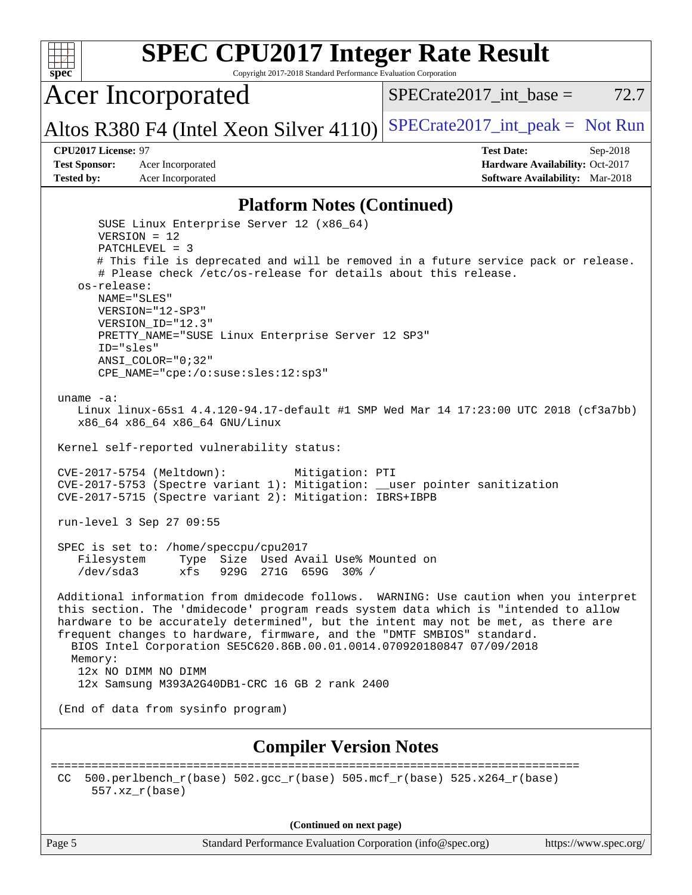# SPEC CPU2017 Integer Rate Result

Copyright 2017-2018 Standard Performance Evaluation Corporation

## Acer Incorporated

Altos R380 F4 (Intel Xeon Silver 4110)

SPECrate2017_int_base = 72.7

SPECrate2017_int_peak = Not Run

**CPU2017 License:** 97
**Test Sponsor:** Acer Incorporated
**Tested by:** Acer Incorporated

**Test Date:** Sep-2018
**Hardware Availability:** Oct-2017
**Software Availability:** Mar-2018

### Platform Notes (Continued)

```
      SUSE Linux Enterprise Server 12 (x86_64)
      VERSION = 12
      PATCHLEVEL = 3
      # This file is deprecated and will be removed in a future service pack or release.
      # Please check /etc/os-release for details about this release.
   os-release:
      NAME="SLES"
      VERSION="12-SP3"
      VERSION_ID="12.3"
      PRETTY_NAME="SUSE Linux Enterprise Server 12 SP3"
      ID="sles"
      ANSI_COLOR="0;32"
      CPE_NAME="cpe:/o:suse:sles:12:sp3"

uname -a:
   Linux linux-65s1 4.4.120-94.17-default #1 SMP Wed Mar 14 17:23:00 UTC 2018 (cf3a7bb)
   x86_64 x86_64 x86_64 GNU/Linux

Kernel self-reported vulnerability status:

CVE-2017-5754 (Meltdown):          Mitigation: PTI
CVE-2017-5753 (Spectre variant 1): Mitigation: __user pointer sanitization
CVE-2017-5715 (Spectre variant 2): Mitigation: IBRS+IBPB

run-level 3 Sep 27 09:55

SPEC is set to: /home/speccpu/cpu2017
   Filesystem     Type  Size  Used Avail Use% Mounted on
   /dev/sda3      xfs   929G  271G  659G  30% /

Additional information from dmidecode follows.  WARNING: Use caution when you interpret
this section. The 'dmidecode' program reads system data which is "intended to allow
hardware to be accurately determined", but the intent may not be met, as there are
frequent changes to hardware, firmware, and the "DMTF SMBIOS" standard.
  BIOS Intel Corporation SE5C620.86B.00.01.0014.070920180847 07/09/2018
  Memory:
   12x NO DIMM NO DIMM
   12x Samsung M393A2G40DB1-CRC 16 GB 2 rank 2400

(End of data from sysinfo program)
```

### Compiler Version Notes

```
==============================================================================
CC  500.perlbench_r(base) 502.gcc_r(base) 505.mcf_r(base) 525.x264_r(base)
     557.xz_r(base)
```

(Continued on next page)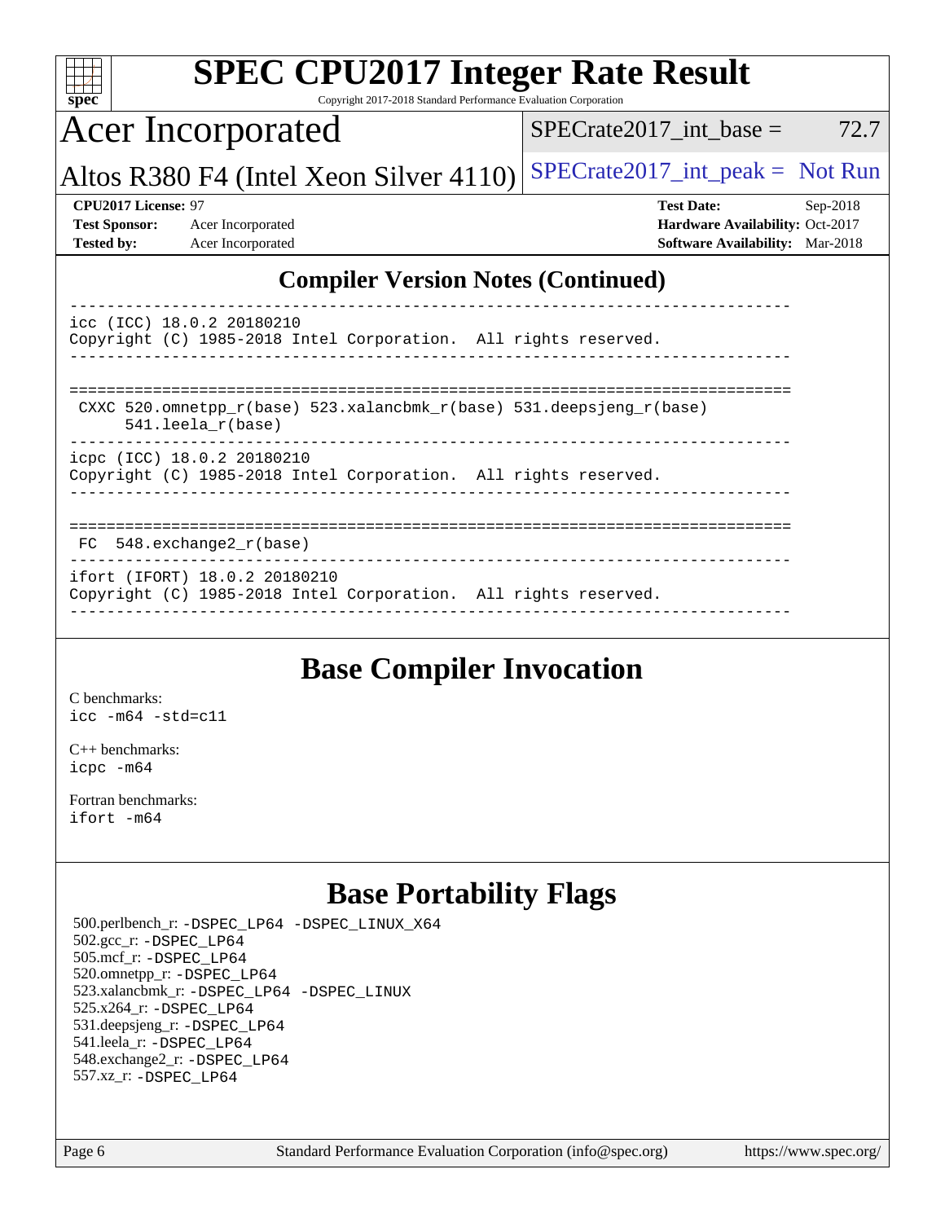# SPEC CPU2017 Integer Rate Result

Copyright 2017-2018 Standard Performance Evaluation Corporation

Acer Incorporated

Altos R380 F4 (Intel Xeon Silver 4110)

SPECrate2017_int_base = 72.7

SPECrate2017_int_peak = Not Run

**CPU2017 License:** 97
**Test Sponsor:** Acer Incorporated
**Tested by:** Acer Incorporated

**Test Date:** Sep-2018
**Hardware Availability:** Oct-2017
**Software Availability:** Mar-2018

## Compiler Version Notes (Continued)

```
------------------------------------------------------------------------------
icc (ICC) 18.0.2 20180210
Copyright (C) 1985-2018 Intel Corporation.  All rights reserved.
------------------------------------------------------------------------------

==============================================================================
 CXXC 520.omnetpp_r(base) 523.xalancbmk_r(base) 531.deepsjeng_r(base)
      541.leela_r(base)
------------------------------------------------------------------------------
icpc (ICC) 18.0.2 20180210
Copyright (C) 1985-2018 Intel Corporation.  All rights reserved.
------------------------------------------------------------------------------

==============================================================================
 FC  548.exchange2_r(base)
------------------------------------------------------------------------------
ifort (IFORT) 18.0.2 20180210
Copyright (C) 1985-2018 Intel Corporation.  All rights reserved.
------------------------------------------------------------------------------
```

## Base Compiler Invocation

C benchmarks:
icc -m64 -std=c11

C++ benchmarks:
icpc -m64

Fortran benchmarks:
ifort -m64

## Base Portability Flags

500.perlbench_r: -DSPEC_LP64 -DSPEC_LINUX_X64
502.gcc_r: -DSPEC_LP64
505.mcf_r: -DSPEC_LP64
520.omnetpp_r: -DSPEC_LP64
523.xalancbmk_r: -DSPEC_LP64 -DSPEC_LINUX
525.x264_r: -DSPEC_LP64
531.deepsjeng_r: -DSPEC_LP64
541.leela_r: -DSPEC_LP64
548.exchange2_r: -DSPEC_LP64
557.xz_r: -DSPEC_LP64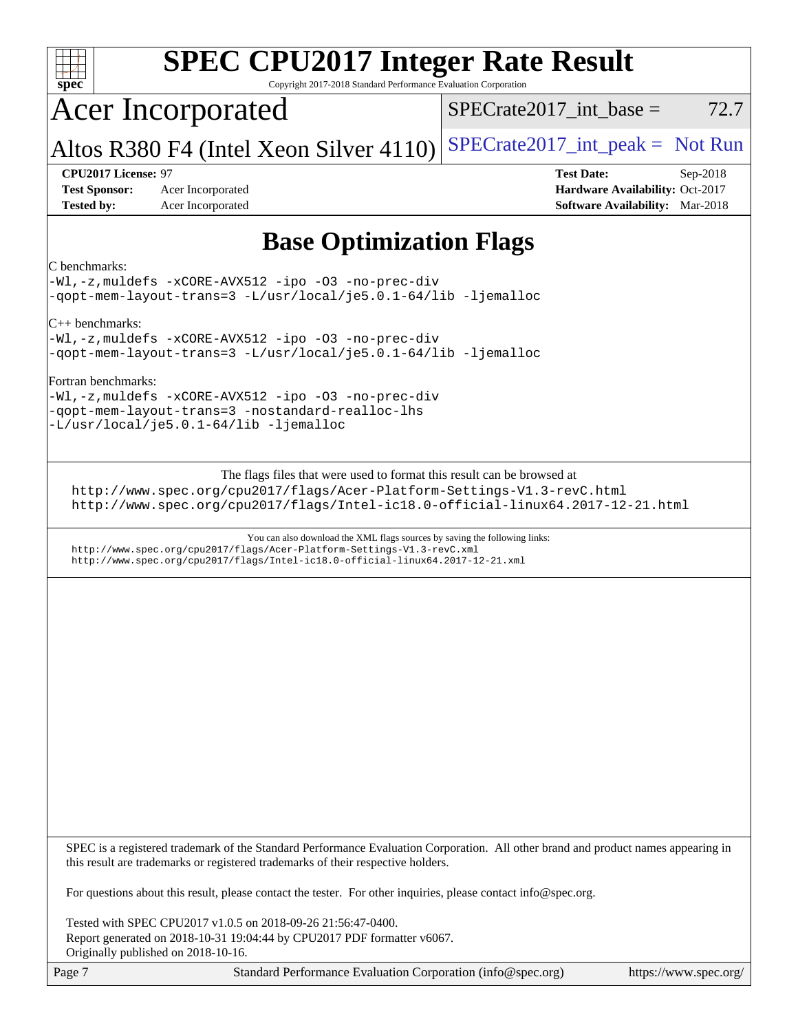# SPEC CPU2017 Integer Rate Result

Copyright 2017-2018 Standard Performance Evaluation Corporation

## Acer Incorporated

Altos R380 F4 (Intel Xeon Silver 4110)

SPECrate2017_int_base = 72.7

SPECrate2017_int_peak = Not Run

**CPU2017 License:** 97
**Test Sponsor:** Acer Incorporated
**Tested by:** Acer Incorporated

**Test Date:** Sep-2018
**Hardware Availability:** Oct-2017
**Software Availability:** Mar-2018

## Base Optimization Flags

C benchmarks:

```
-Wl,-z,muldefs -xCORE-AVX512 -ipo -O3 -no-prec-div
-qopt-mem-layout-trans=3 -L/usr/local/je5.0.1-64/lib -ljemalloc
```

C++ benchmarks:

```
-Wl,-z,muldefs -xCORE-AVX512 -ipo -O3 -no-prec-div
-qopt-mem-layout-trans=3 -L/usr/local/je5.0.1-64/lib -ljemalloc
```

Fortran benchmarks:

```
-Wl,-z,muldefs -xCORE-AVX512 -ipo -O3 -no-prec-div
-qopt-mem-layout-trans=3 -nostandard-realloc-lhs
-L/usr/local/je5.0.1-64/lib -ljemalloc
```

The flags files that were used to format this result can be browsed at

http://www.spec.org/cpu2017/flags/Acer-Platform-Settings-V1.3-revC.html
http://www.spec.org/cpu2017/flags/Intel-ic18.0-official-linux64.2017-12-21.html

You can also download the XML flags sources by saving the following links:

http://www.spec.org/cpu2017/flags/Acer-Platform-Settings-V1.3-revC.xml
http://www.spec.org/cpu2017/flags/Intel-ic18.0-official-linux64.2017-12-21.xml

SPEC is a registered trademark of the Standard Performance Evaluation Corporation. All other brand and product names appearing in this result are trademarks or registered trademarks of their respective holders.

For questions about this result, please contact the tester. For other inquiries, please contact info@spec.org.

Tested with SPEC CPU2017 v1.0.5 on 2018-09-26 21:56:47-0400.
Report generated on 2018-10-31 19:04:44 by CPU2017 PDF formatter v6067.
Originally published on 2018-10-16.